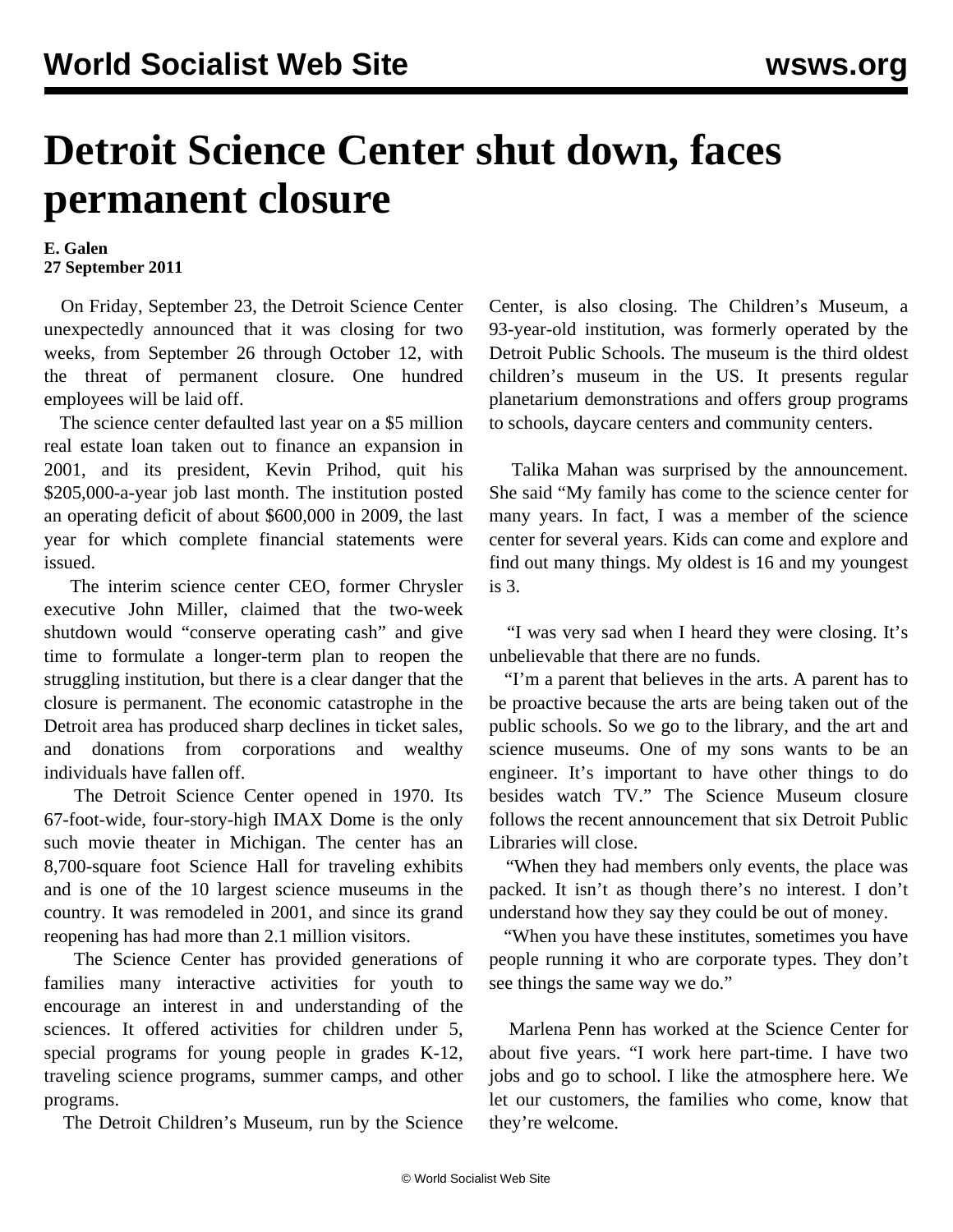# Detroit Science Center shut down, faces permanent closure

**E. Galen**
**27 September 2011**

On Friday, September 23, the Detroit Science Center unexpectedly announced that it was closing for two weeks, from September 26 through October 12, with the threat of permanent closure. One hundred employees will be laid off.

The science center defaulted last year on a $5 million real estate loan taken out to finance an expansion in 2001, and its president, Kevin Prihod, quit his $205,000-a-year job last month. The institution posted an operating deficit of about $600,000 in 2009, the last year for which complete financial statements were issued.

The interim science center CEO, former Chrysler executive John Miller, claimed that the two-week shutdown would "conserve operating cash" and give time to formulate a longer-term plan to reopen the struggling institution, but there is a clear danger that the closure is permanent. The economic catastrophe in the Detroit area has produced sharp declines in ticket sales, and donations from corporations and wealthy individuals have fallen off.

The Detroit Science Center opened in 1970. Its 67-foot-wide, four-story-high IMAX Dome is the only such movie theater in Michigan. The center has an 8,700-square foot Science Hall for traveling exhibits and is one of the 10 largest science museums in the country. It was remodeled in 2001, and since its grand reopening has had more than 2.1 million visitors.

The Science Center has provided generations of families many interactive activities for youth to encourage an interest in and understanding of the sciences. It offered activities for children under 5, special programs for young people in grades K-12, traveling science programs, summer camps, and other programs.

The Detroit Children's Museum, run by the Science Center, is also closing. The Children's Museum, a 93-year-old institution, was formerly operated by the Detroit Public Schools. The museum is the third oldest children's museum in the US. It presents regular planetarium demonstrations and offers group programs to schools, daycare centers and community centers.

Talika Mahan was surprised by the announcement. She said "My family has come to the science center for many years. In fact, I was a member of the science center for several years. Kids can come and explore and find out many things. My oldest is 16 and my youngest is 3.

"I was very sad when I heard they were closing. It's unbelievable that there are no funds.

"I'm a parent that believes in the arts. A parent has to be proactive because the arts are being taken out of the public schools. So we go to the library, and the art and science museums. One of my sons wants to be an engineer. It's important to have other things to do besides watch TV." The Science Museum closure follows the recent announcement that six Detroit Public Libraries will close.

"When they had members only events, the place was packed. It isn't as though there's no interest. I don't understand how they say they could be out of money.

"When you have these institutes, sometimes you have people running it who are corporate types. They don't see things the same way we do."

Marlena Penn has worked at the Science Center for about five years. "I work here part-time. I have two jobs and go to school. I like the atmosphere here. We let our customers, the families who come, know that they're welcome.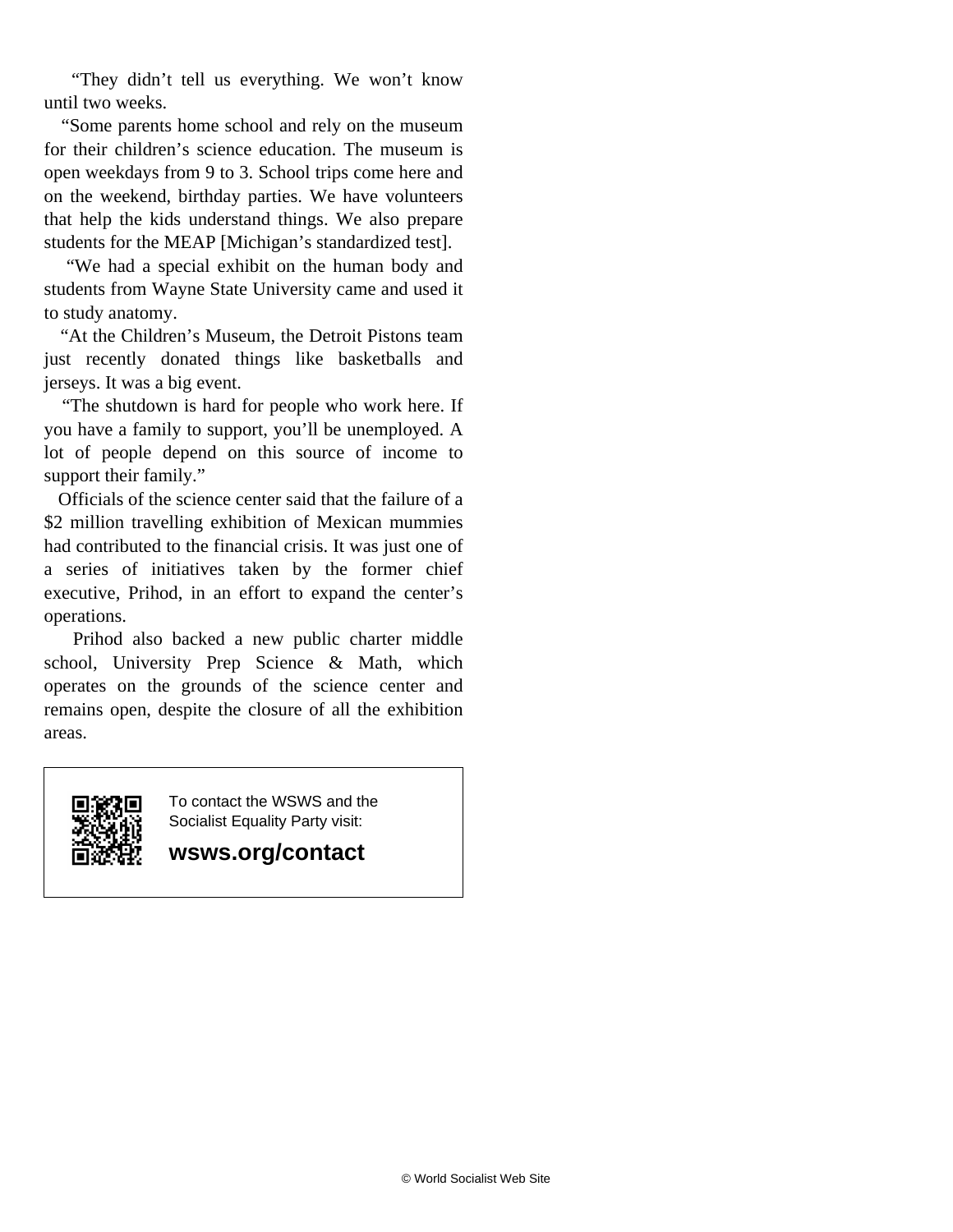"They didn't tell us everything. We won't know until two weeks.

"Some parents home school and rely on the museum for their children's science education. The museum is open weekdays from 9 to 3. School trips come here and on the weekend, birthday parties. We have volunteers that help the kids understand things. We also prepare students for the MEAP [Michigan's standardized test].

"We had a special exhibit on the human body and students from Wayne State University came and used it to study anatomy.

"At the Children's Museum, the Detroit Pistons team just recently donated things like basketballs and jerseys. It was a big event.

"The shutdown is hard for people who work here. If you have a family to support, you'll be unemployed. A lot of people depend on this source of income to support their family."

Officials of the science center said that the failure of a $2 million travelling exhibition of Mexican mummies had contributed to the financial crisis. It was just one of a series of initiatives taken by the former chief executive, Prihod, in an effort to expand the center's operations.

Prihod also backed a new public charter middle school, University Prep Science & Math, which operates on the grounds of the science center and remains open, despite the closure of all the exhibition areas.

To contact the WSWS and the Socialist Equality Party visit:

**wsws.org/contact**